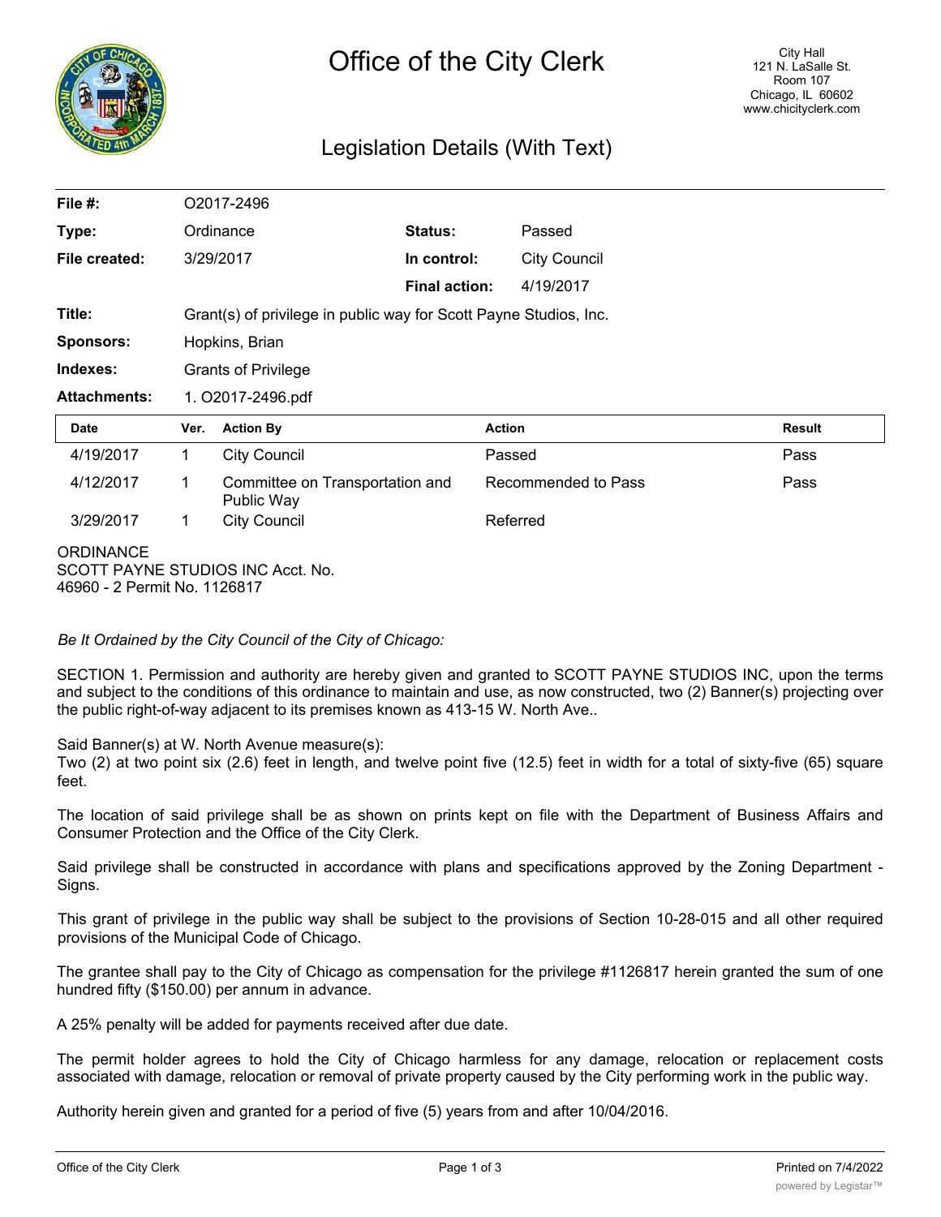# Office of the City Clerk

City Hall
121 N. LaSalle St.
Room 107
Chicago, IL 60602
www.chicityclerk.com

## Legislation Details (With Text)

| | | | |
|---|---|---|---|
| **File #:** | O2017-2496 | | |
| **Type:** | Ordinance | **Status:** | Passed |
| **File created:** | 3/29/2017 | **In control:** | City Council |
| | | **Final action:** | 4/19/2017 |
| **Title:** | Grant(s) of privilege in public way for Scott Payne Studios, Inc. | | |
| **Sponsors:** | Hopkins, Brian | | |
| **Indexes:** | Grants of Privilege | | |
| **Attachments:** | 1. O2017-2496.pdf | | |

| Date | Ver. | Action By | Action | Result |
|---|---|---|---|---|
| 4/19/2017 | 1 | City Council | Passed | Pass |
| 4/12/2017 | 1 | Committee on Transportation and Public Way | Recommended to Pass | Pass |
| 3/29/2017 | 1 | City Council | Referred | |

ORDINANCE
SCOTT PAYNE STUDIOS INC Acct. No.
46960 - 2 Permit No. 1126817

*Be It Ordained by the City Council of the City of Chicago:*

SECTION 1. Permission and authority are hereby given and granted to SCOTT PAYNE STUDIOS INC, upon the terms and subject to the conditions of this ordinance to maintain and use, as now constructed, two (2) Banner(s) projecting over the public right-of-way adjacent to its premises known as 413-15 W. North Ave..

Said Banner(s) at W. North Avenue measure(s):
Two (2) at two point six (2.6) feet in length, and twelve point five (12.5) feet in width for a total of sixty-five (65) square feet.

The location of said privilege shall be as shown on prints kept on file with the Department of Business Affairs and Consumer Protection and the Office of the City Clerk.

Said privilege shall be constructed in accordance with plans and specifications approved by the Zoning Department - Signs.

This grant of privilege in the public way shall be subject to the provisions of Section 10-28-015 and all other required provisions of the Municipal Code of Chicago.

The grantee shall pay to the City of Chicago as compensation for the privilege #1126817 herein granted the sum of one hundred fifty ($150.00) per annum in advance.

A 25% penalty will be added for payments received after due date.

The permit holder agrees to hold the City of Chicago harmless for any damage, relocation or replacement costs associated with damage, relocation or removal of private property caused by the City performing work in the public way.

Authority herein given and granted for a period of five (5) years from and after 10/04/2016.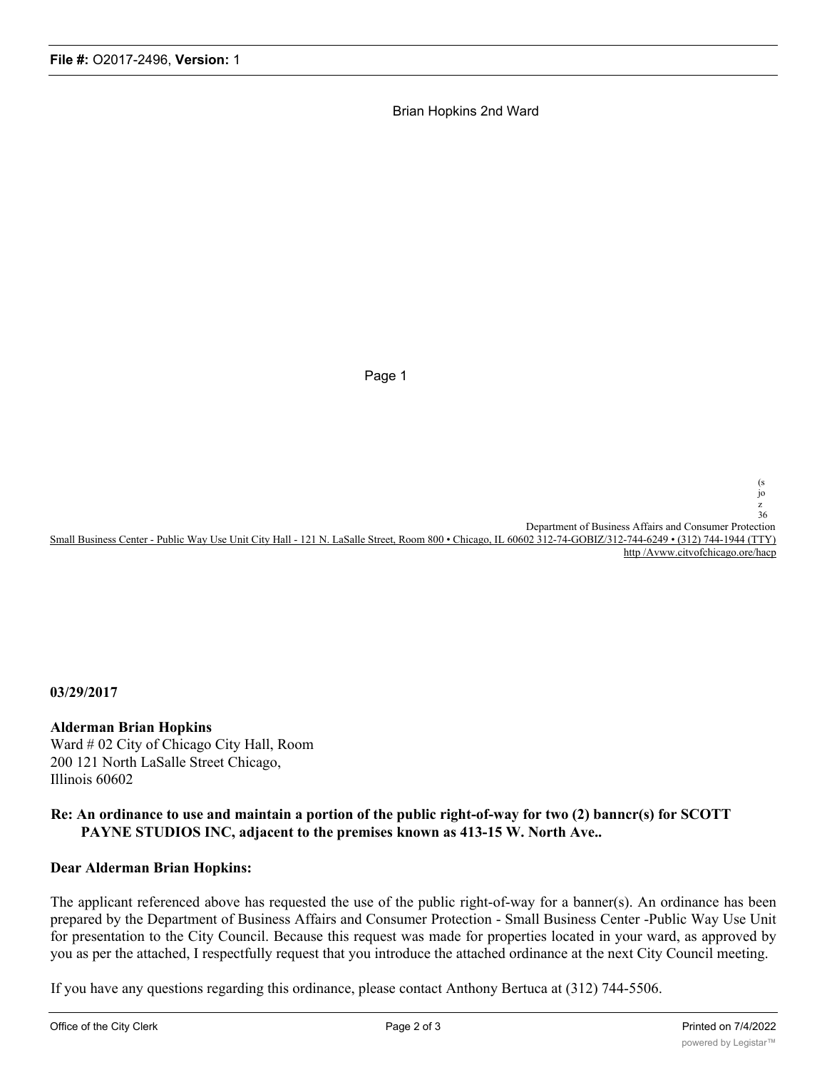Brian Hopkins 2nd Ward

Page 1

(s
jo
z
36

Department of Business Affairs and Consumer Protection

Small Business Center - Public Way Use Unit City Hall - 121 N. LaSalle Street, Room 800 • Chicago, IL 60602 312-74-GOBIZ/312-744-6249 • (312) 744-1944 (TTY) http /Avww.citvofchicago.ore/hacp

**03/29/2017**

**Alderman Brian Hopkins**
Ward # 02 City of Chicago City Hall, Room 200 121 North LaSalle Street Chicago, Illinois 60602

**Re: An ordinance to use and maintain a portion of the public right-of-way for two (2) banncr(s) for SCOTT PAYNE STUDIOS INC, adjacent to the premises known as 413-15 W. North Ave..**

**Dear Alderman Brian Hopkins:**

The applicant referenced above has requested the use of the public right-of-way for a banner(s). An ordinance has been prepared by the Department of Business Affairs and Consumer Protection - Small Business Center -Public Way Use Unit for presentation to the City Council. Because this request was made for properties located in your ward, as approved by you as per the attached, I respectfully request that you introduce the attached ordinance at the next City Council meeting.

If you have any questions regarding this ordinance, please contact Anthony Bertuca at (312) 744-5506.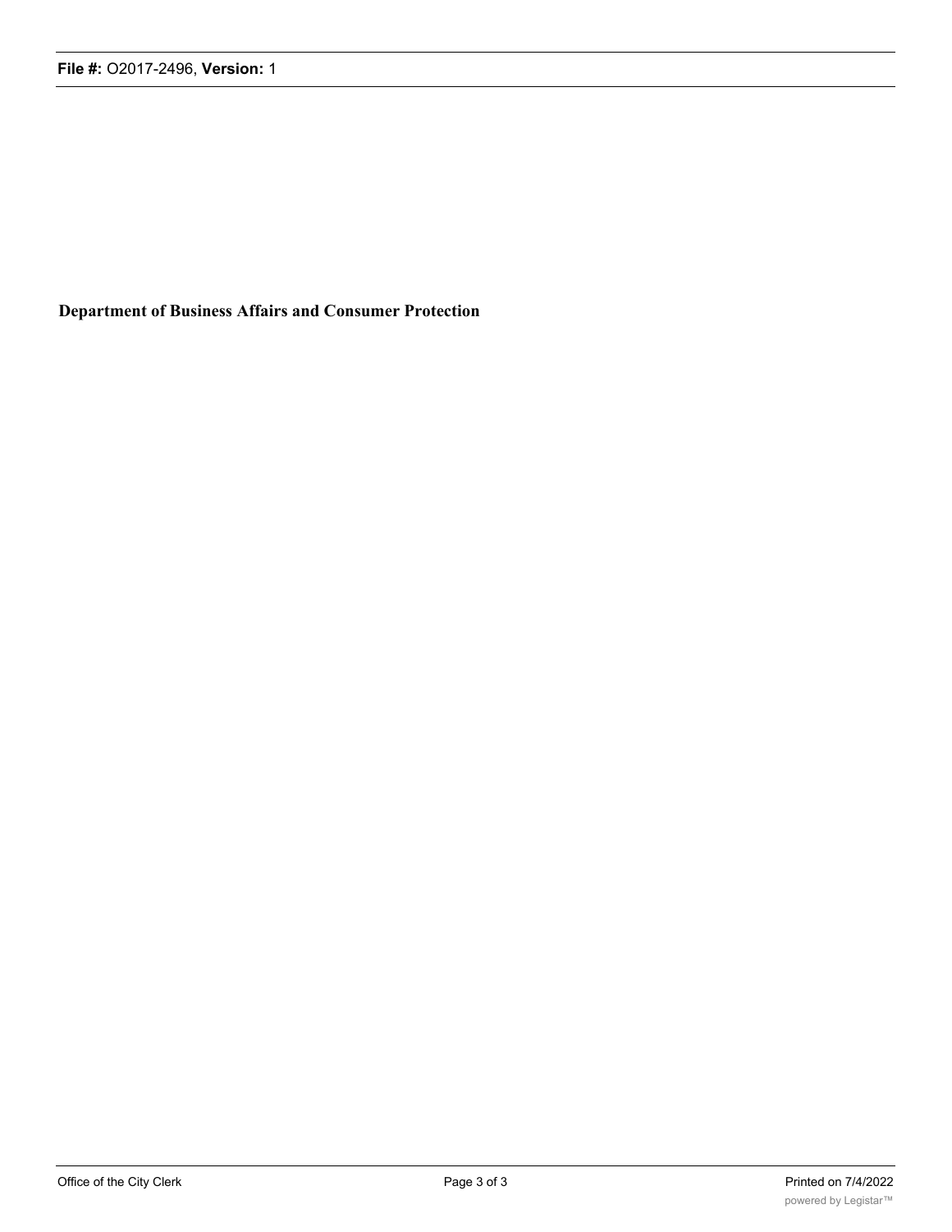**Department of Business Affairs and Consumer Protection**